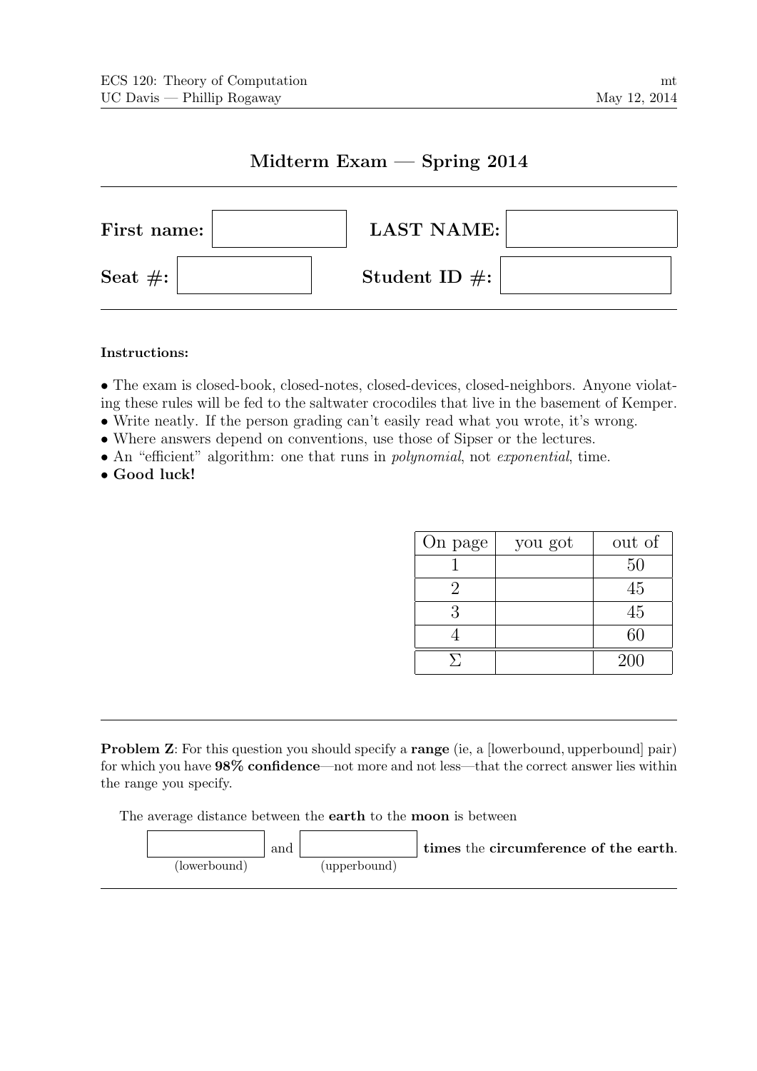ECS 120: Theory of Computation
UC Davis — Phillip Rogaway

mt
May 12, 2014

# Midterm Exam — Spring 2014

**First name:** ____________ **LAST NAME:** ____________

**Seat #:** ____________ **Student ID #:** ____________

**Instructions:**

- The exam is closed-book, closed-notes, closed-devices, closed-neighbors. Anyone violating these rules will be fed to the saltwater crocodiles that live in the basement of Kemper.
- Write neatly. If the person grading can't easily read what you wrote, it's wrong.
- Where answers depend on conventions, use those of Sipser or the lectures.
- An "efficient" algorithm: one that runs in *polynomial*, not *exponential*, time.
- **Good luck!**

| On page | you got | out of |
|---|---|---|
| 1 | | 50 |
| 2 | | 45 |
| 3 | | 45 |
| 4 | | 60 |
| $\Sigma$ | | 200 |

**Problem Z**: For this question you should specify a **range** (ie, a [lowerbound, upperbound] pair) for which you have **98% confidence**—not more and not less—that the correct answer lies within the range you specify.

The average distance between the **earth** to the **moon** is between

____________ (lowerbound) and ____________ (upperbound) **times** the **circumference of the earth**.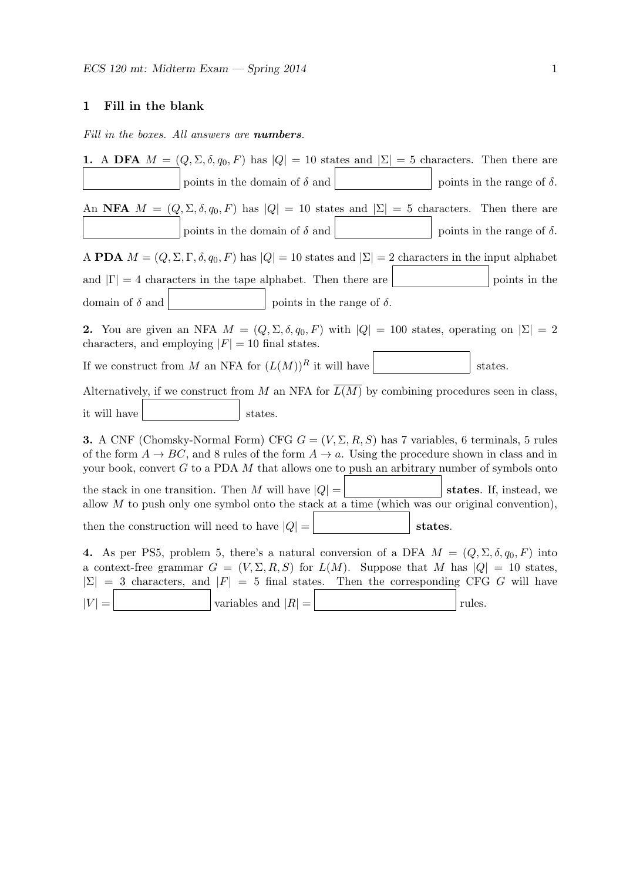## 1 Fill in the blank

*Fill in the boxes. All answers are **numbers**.*

**1.** A **DFA** $M = (Q, \Sigma, \delta, q_0, F)$ has $|Q| = 10$ states and $|\Sigma| = 5$ characters. Then there are ______ points in the domain of $\delta$ and ______ points in the range of $\delta$.

An **NFA** $M = (Q, \Sigma, \delta, q_0, F)$ has $|Q| = 10$ states and $|\Sigma| = 5$ characters. Then there are ______ points in the domain of $\delta$ and ______ points in the range of $\delta$.

A **PDA** $M = (Q, \Sigma, \Gamma, \delta, q_0, F)$ has $|Q| = 10$ states and $|\Sigma| = 2$ characters in the input alphabet and $|\Gamma| = 4$ characters in the tape alphabet. Then there are ______ points in the domain of $\delta$ and ______ points in the range of $\delta$.

**2.** You are given an NFA $M = (Q, \Sigma, \delta, q_0, F)$ with $|Q| = 100$ states, operating on $|\Sigma| = 2$ characters, and employing $|F| = 10$ final states.

If we construct from $M$ an NFA for $(L(M))^R$ it will have ______ states.

Alternatively, if we construct from $M$ an NFA for $\overline{L(M)}$ by combining procedures seen in class, it will have ______ states.

**3.** A CNF (Chomsky-Normal Form) CFG $G = (V, \Sigma, R, S)$ has 7 variables, 6 terminals, 5 rules of the form $A \to BC$, and 8 rules of the form $A \to a$. Using the procedure shown in class and in your book, convert $G$ to a PDA $M$ that allows one to push an arbitrary number of symbols onto the stack in one transition. Then $M$ will have $|Q| =$ ______ **states**. If, instead, we allow $M$ to push only one symbol onto the stack at a time (which was our original convention), then the construction will need to have $|Q| =$ ______ **states**.

**4.** As per PS5, problem 5, there's a natural conversion of a DFA $M = (Q, \Sigma, \delta, q_0, F)$ into a context-free grammar $G = (V, \Sigma, R, S)$ for $L(M)$. Suppose that $M$ has $|Q| = 10$ states, $|\Sigma| = 3$ characters, and $|F| = 5$ final states. Then the corresponding CFG $G$ will have $|V| =$ ______ variables and $|R| =$ ______ rules.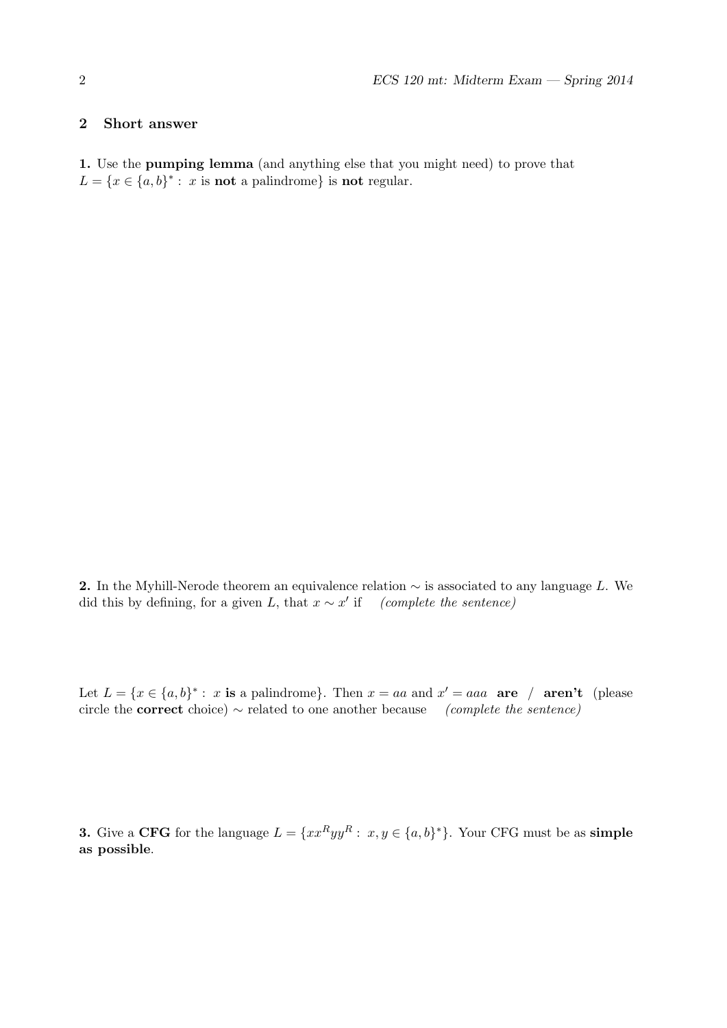## 2 Short answer

**1.** Use the **pumping lemma** (and anything else that you might need) to prove that $L = \{x \in \{a,b\}^* : x \text{ is } \textbf{not} \text{ a palindrome}\}$ is **not** regular.

**2.** In the Myhill-Nerode theorem an equivalence relation $\sim$ is associated to any language $L$. We did this by defining, for a given $L$, that $x \sim x'$ if *(complete the sentence)*

Let $L = \{x \in \{a,b\}^* : x \textbf{ is} \text{ a palindrome}\}$. Then $x = aa$ and $x' = aaa$ **are** / **aren't** (please circle the **correct** choice) $\sim$ related to one another because *(complete the sentence)*

**3.** Give a **CFG** for the language $L = \{xx^Ryy^R : x, y \in \{a,b\}^*\}$. Your CFG must be as **simple as possible**.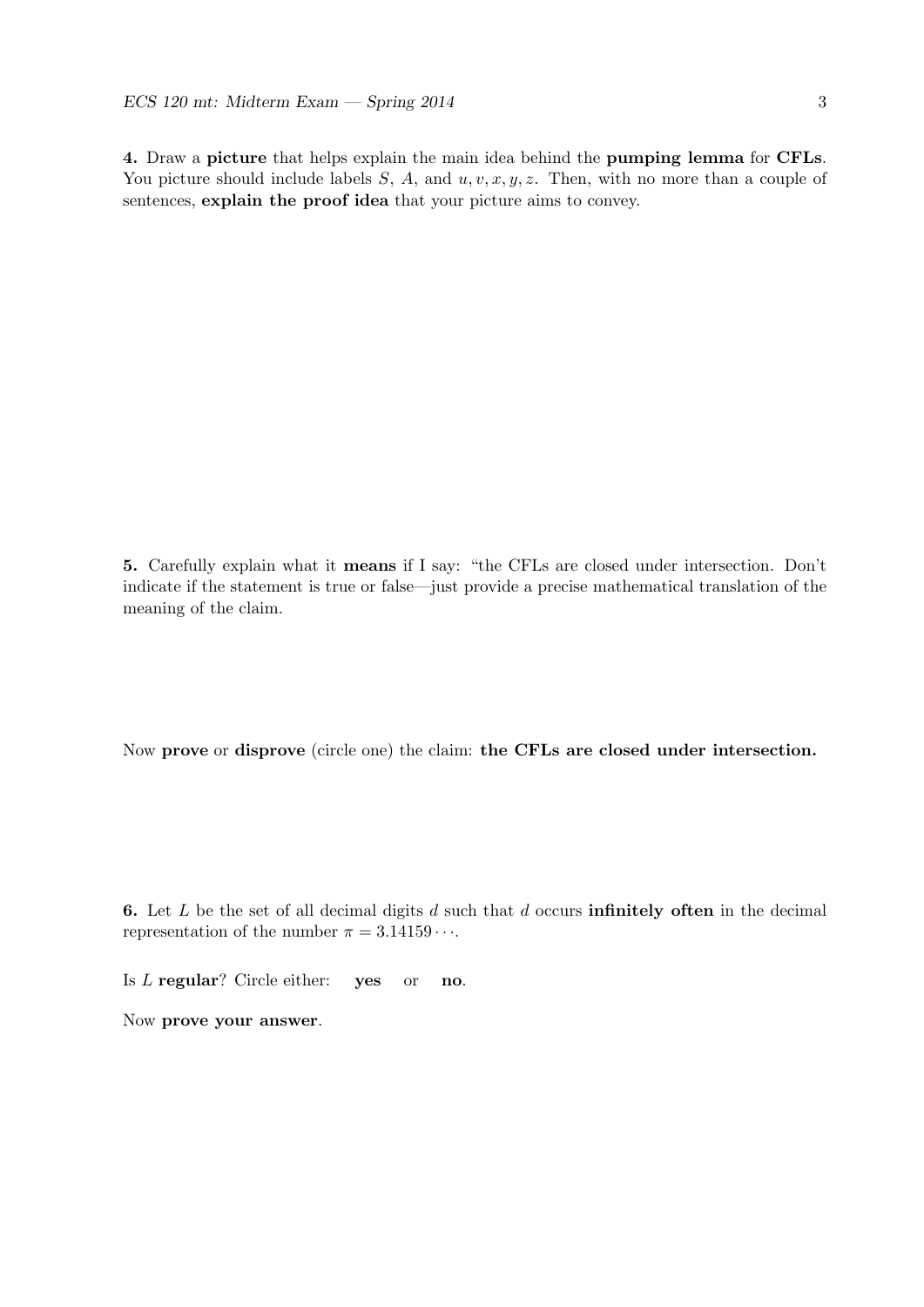**4.** Draw a **picture** that helps explain the main idea behind the **pumping lemma** for **CFLs**. You picture should include labels $S$, $A$, and $u, v, x, y, z$. Then, with no more than a couple of sentences, **explain the proof idea** that your picture aims to convey.

**5.** Carefully explain what it **means** if I say: "the CFLs are closed under intersection. Don't indicate if the statement is true or false—just provide a precise mathematical translation of the meaning of the claim.

Now **prove** or **disprove** (circle one) the claim: **the CFLs are closed under intersection.**

**6.** Let $L$ be the set of all decimal digits $d$ such that $d$ occurs **infinitely often** in the decimal representation of the number $\pi = 3.14159\cdots$.

Is $L$ **regular**? Circle either: **yes** or **no**.

Now **prove your answer**.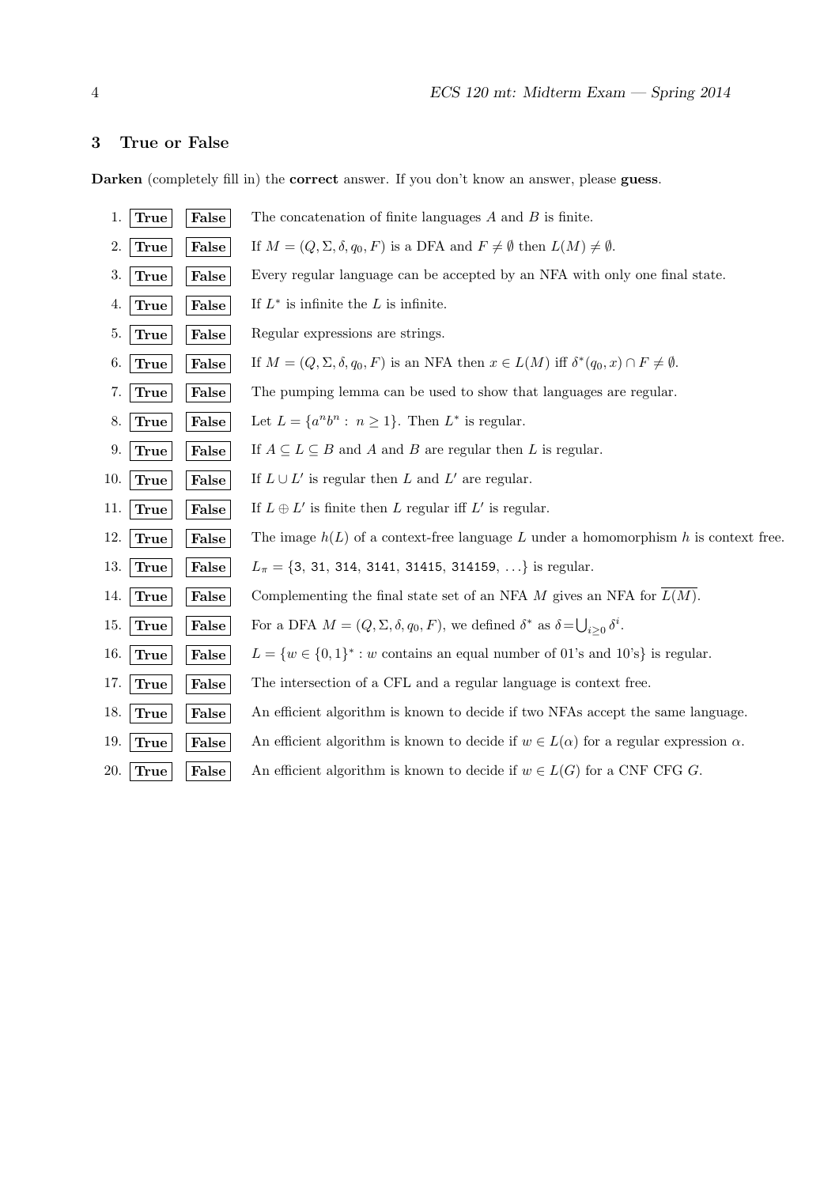## 3 True or False

**Darken** (completely fill in) the **correct** answer. If you don't know an answer, please **guess**.

1. **True** **False** The concatenation of finite languages $A$ and $B$ is finite.
2. **True** **False** If $M = (Q, \Sigma, \delta, q_0, F)$ is a DFA and $F \neq \emptyset$ then $L(M) \neq \emptyset$.
3. **True** **False** Every regular language can be accepted by an NFA with only one final state.
4. **True** **False** If $L^*$ is infinite the $L$ is infinite.
5. **True** **False** Regular expressions are strings.
6. **True** **False** If $M = (Q, \Sigma, \delta, q_0, F)$ is an NFA then $x \in L(M)$ iff $\delta^*(q_0, x) \cap F \neq \emptyset$.
7. **True** **False** The pumping lemma can be used to show that languages are regular.
8. **True** **False** Let $L = \{a^n b^n : n \geq 1\}$. Then $L^*$ is regular.
9. **True** **False** If $A \subseteq L \subseteq B$ and $A$ and $B$ are regular then $L$ is regular.
10. **True** **False** If $L \cup L'$ is regular then $L$ and $L'$ are regular.
11. **True** **False** If $L \oplus L'$ is finite then $L$ regular iff $L'$ is regular.
12. **True** **False** The image $h(L)$ of a context-free language $L$ under a homomorphism $h$ is context free.
13. **True** **False** $L_\pi = \{3, 31, 314, 3141, 31415, 314159, \ldots\}$ is regular.
14. **True** **False** Complementing the final state set of an NFA $M$ gives an NFA for $\overline{L(M)}$.
15. **True** **False** For a DFA $M = (Q, \Sigma, \delta, q_0, F)$, we defined $\delta^*$ as $\delta = \bigcup_{i \geq 0} \delta^i$.
16. **True** **False** $L = \{w \in \{0,1\}^* : w \text{ contains an equal number of 01's and 10's}\}$ is regular.
17. **True** **False** The intersection of a CFL and a regular language is context free.
18. **True** **False** An efficient algorithm is known to decide if two NFAs accept the same language.
19. **True** **False** An efficient algorithm is known to decide if $w \in L(\alpha)$ for a regular expression $\alpha$.
20. **True** **False** An efficient algorithm is known to decide if $w \in L(G)$ for a CNF CFG $G$.